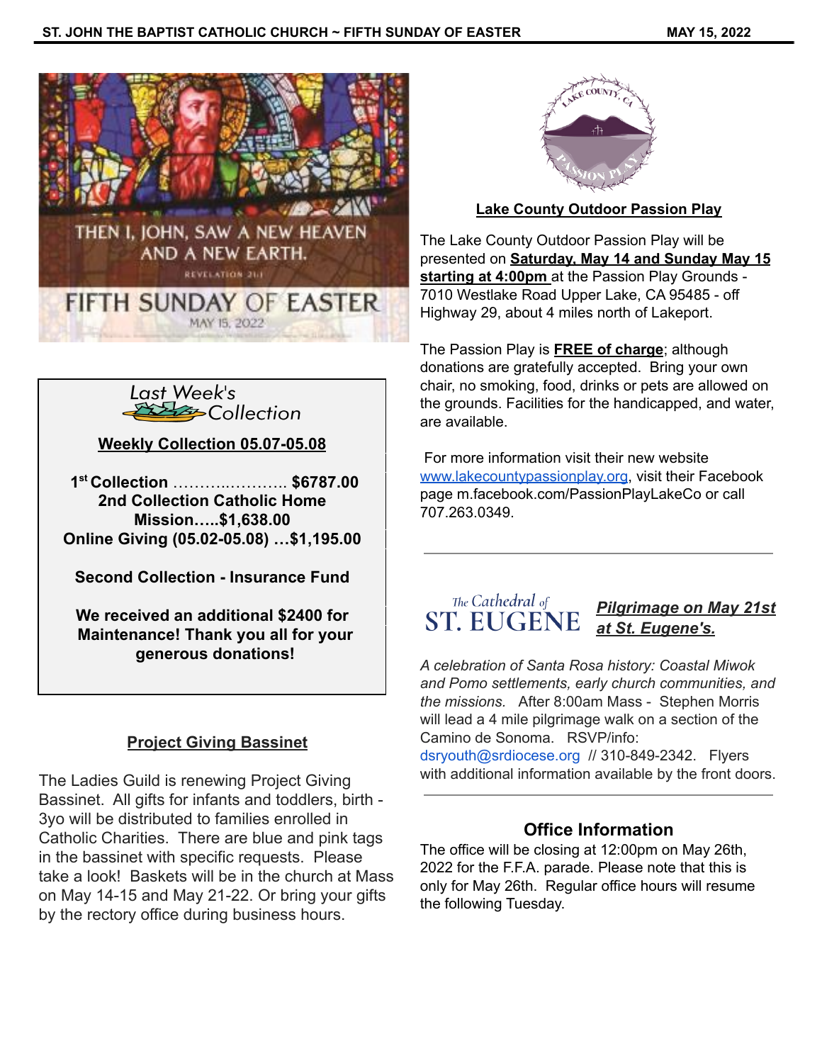THEN I, JOHN, SAW A NEW HEAVEN AND A NEW EARTH.

REVELATION 21:1

FIFTH SUNDAY OF EASTER

MAY 15, 2022

Last Week's Collection

**Weekly Collection 05.07-05.08**

**1st Collection ………..………… $6787.00**
**2nd Collection Catholic Home Mission…..$1,638.00**
**Online Giving (05.02-05.08) …$1,195.00**

**Second Collection - Insurance Fund**

**We received an additional $2400 for Maintenance! Thank you all for your generous donations!**

## Project Giving Bassinet

The Ladies Guild is renewing Project Giving Bassinet. All gifts for infants and toddlers, birth - 3yo will be distributed to families enrolled in Catholic Charities. There are blue and pink tags in the bassinet with specific requests. Please take a look! Baskets will be in the church at Mass on May 14-15 and May 21-22. Or bring your gifts by the rectory office during business hours.

## Lake County Outdoor Passion Play

The Lake County Outdoor Passion Play will be presented on **Saturday, May 14 and Sunday May 15 starting at 4:00pm** at the Passion Play Grounds - 7010 Westlake Road Upper Lake, CA 95485 - off Highway 29, about 4 miles north of Lakeport.

The Passion Play is **FREE of charge**; although donations are gratefully accepted. Bring your own chair, no smoking, food, drinks or pets are allowed on the grounds. Facilities for the handicapped, and water, are available.

For more information visit their new website www.lakecountypassionplay.org, visit their Facebook page m.facebook.com/PassionPlayLakeCo or call 707.263.0349.

---

The Cathedral of ST. EUGENE

## *Pilgrimage on May 21st at St. Eugene's.*

*A celebration of Santa Rosa history: Coastal Miwok and Pomo settlements, early church communities, and the missions.* After 8:00am Mass - Stephen Morris will lead a 4 mile pilgrimage walk on a section of the Camino de Sonoma. RSVP/info: dsryouth@srdiocese.org // 310-849-2342. Flyers with additional information available by the front doors.

---

## Office Information

The office will be closing at 12:00pm on May 26th, 2022 for the F.F.A. parade. Please note that this is only for May 26th. Regular office hours will resume the following Tuesday.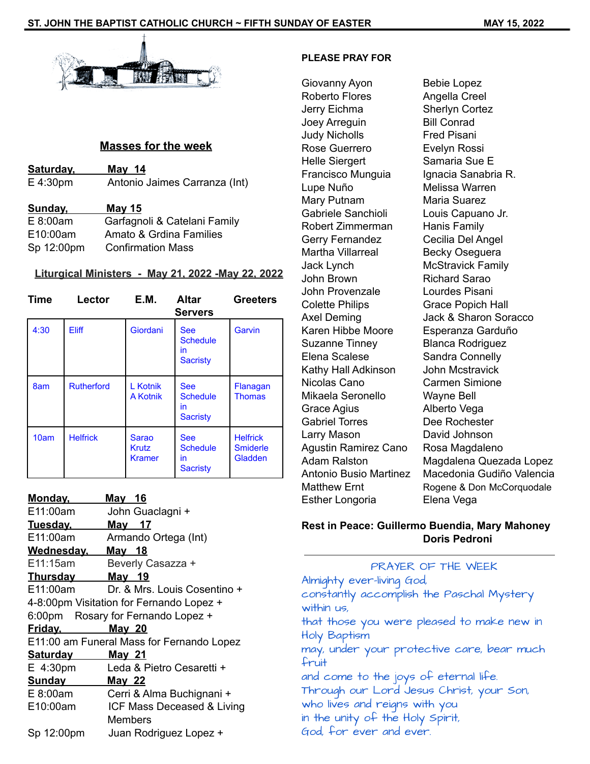## Masses for the week

**Saturday, May 14**
E 4:30pm Antonio Jaimes Carranza (Int)

**Sunday, May 15**
E 8:00am Garfagnoli & Catelani Family
E10:00am Amato & Grdina Families
Sp 12:00pm Confirmation Mass

**Liturgical Ministers - May 21, 2022 -May 22, 2022**

| Time | Lector | E.M. | Altar Servers | Greeters |
|---|---|---|---|---|
| 4:30 | Eliff | Giordani | See Schedule in Sacristy | Garvin |
| 8am | Rutherford | L Kotnik<br>A Kotnik | See Schedule in Sacristy | Flanagan<br>Thomas |
| 10am | Helfrick | Sarao<br>Krutz<br>Kramer | See Schedule in Sacristy | Helfrick<br>Smiderle<br>Gladden |

**Monday, May 16**
E11:00am John Guaclagni +

**Tuesday, May 17**
E11:00am Armando Ortega (Int)

**Wednesday, May 18**
E11:15am Beverly Casazza +

**Thursday May 19**
E11:00am Dr. & Mrs. Louis Cosentino +
4-8:00pm Visitation for Fernando Lopez +
6:00pm Rosary for Fernando Lopez +

**Friday, May 20**
E11:00 am Funeral Mass for Fernando Lopez

**Saturday May 21**
E 4:30pm Leda & Pietro Cesaretti +

**Sunday May 22**
E 8:00am Cerri & Alma Buchignani +
E10:00am ICF Mass Deceased & Living Members
Sp 12:00pm Juan Rodriguez Lopez +

**PLEASE PRAY FOR**

Giovanny Ayon
Roberto Flores
Jerry Eichma
Joey Arreguin
Judy Nicholls
Rose Guerrero
Helle Siergert
Francisco Munguia
Lupe Nuño
Mary Putnam
Gabriele Sanchioli
Robert Zimmerman
Gerry Fernandez
Martha Villarreal
Jack Lynch
John Brown
John Provenzale
Colette Philips
Axel Deming
Karen Hibbe Moore
Suzanne Tinney
Elena Scalese
Kathy Hall Adkinson
Nicolas Cano
Mikaela Seronello
Grace Agius
Gabriel Torres
Larry Mason
Agustin Ramirez Cano
Adam Ralston
Antonio Busio Martinez
Matthew Ernt
Esther Longoria
Bebie Lopez
Angella Creel
Sherlyn Cortez
Bill Conrad
Fred Pisani
Evelyn Rossi
Samaria Sue E
Ignacia Sanabria R.
Melissa Warren
Maria Suarez
Louis Capuano Jr.
Hanis Family
Cecilia Del Angel
Becky Oseguera
McStravick Family
Richard Sarao
Lourdes Pisani
Grace Popich Hall
Jack & Sharon Soracco
Esperanza Garduño
Blanca Rodriguez
Sandra Connelly
John Mcstravick
Carmen Simione
Wayne Bell
Alberto Vega
Dee Rochester
David Johnson
Rosa Magdaleno
Magdalena Quezada Lopez
Macedonia Gudiño Valencia
Rogene & Don McCorquodale
Elena Vega

**Rest in Peace: Guillermo Buendia, Mary Mahoney, Doris Pedroni**

---

PRAYER OF THE WEEK

Almighty ever-living God,
constantly accomplish the Paschal Mystery within us,
that those you were pleased to make new in Holy Baptism
may, under your protective care, bear much fruit
and come to the joys of eternal life.
Through our Lord Jesus Christ, your Son,
who lives and reigns with you
in the unity of the Holy Spirit,
God, for ever and ever.